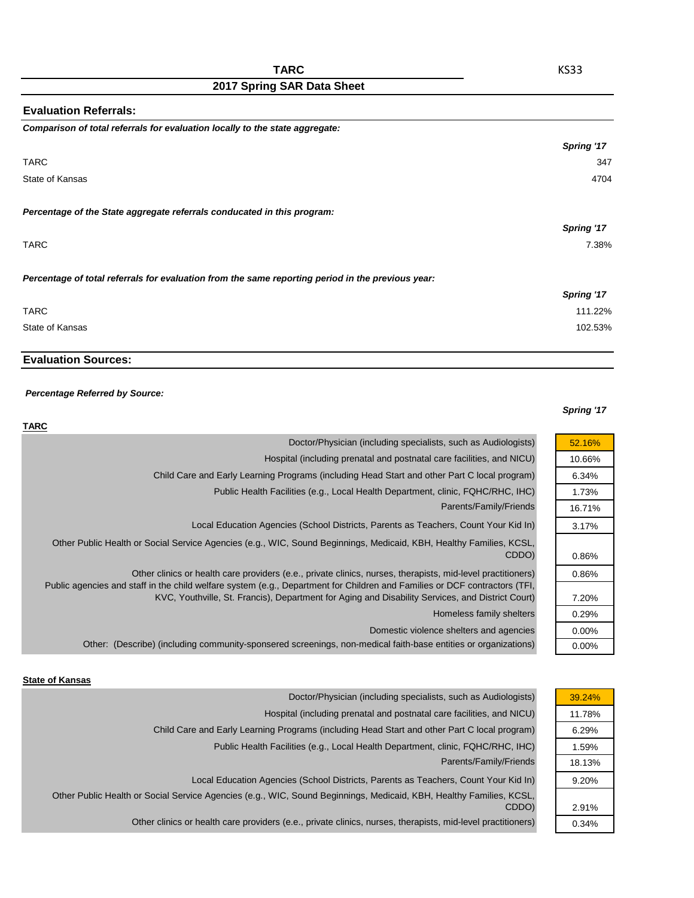# TARC

KS33

## 2017 Spring SAR Data Sheet

### Evaluation Referrals:

***Comparison of total referrals for evaluation locally to the state aggregate:***

| | Spring '17 |
|---|---|
| TARC | 347 |
| State of Kansas | 4704 |

***Percentage of the State aggregate referrals conducated in this program:***

| | Spring '17 |
|---|---|
| TARC | 7.38% |

***Percentage of total referrals for evaluation from the same reporting period in the previous year:***

| | Spring '17 |
|---|---|
| TARC | 111.22% |
| State of Kansas | 102.53% |

### Evaluation Sources:

***Percentage Referred by Source:***

**TARC**

| | Spring '17 |
|---|---|
| Doctor/Physician (including specialists, such as Audiologists) | 52.16% |
| Hospital (including prenatal and postnatal care facilities, and NICU) | 10.66% |
| Child Care and Early Learning Programs (including Head Start and other Part C local program) | 6.34% |
| Public Health Facilities (e.g., Local Health Department, clinic, FQHC/RHC, IHC) | 1.73% |
| Parents/Family/Friends | 16.71% |
| Local Education Agencies (School Districts, Parents as Teachers, Count Your Kid In) | 3.17% |
| Other Public Health or Social Service Agencies (e.g., WIC, Sound Beginnings, Medicaid, KBH, Healthy Families, KCSL, CDDO) | 0.86% |
| Other clinics or health care providers (e.e., private clinics, nurses, therapists, mid-level practitioners) | 0.86% |
| Public agencies and staff in the child welfare system (e.g., Department for Children and Families or DCF contractors (TFI, KVC, Youthville, St. Francis), Department for Aging and Disability Services, and District Court) | 7.20% |
| Homeless family shelters | 0.29% |
| Domestic violence shelters and agencies | 0.00% |
| Other: (Describe) (including community-sponsered screenings, non-medical faith-base entities or organizations) | 0.00% |

**State of Kansas**

| | Spring '17 |
|---|---|
| Doctor/Physician (including specialists, such as Audiologists) | 39.24% |
| Hospital (including prenatal and postnatal care facilities, and NICU) | 11.78% |
| Child Care and Early Learning Programs (including Head Start and other Part C local program) | 6.29% |
| Public Health Facilities (e.g., Local Health Department, clinic, FQHC/RHC, IHC) | 1.59% |
| Parents/Family/Friends | 18.13% |
| Local Education Agencies (School Districts, Parents as Teachers, Count Your Kid In) | 9.20% |
| Other Public Health or Social Service Agencies (e.g., WIC, Sound Beginnings, Medicaid, KBH, Healthy Families, KCSL, CDDO) | 2.91% |
| Other clinics or health care providers (e.e., private clinics, nurses, therapists, mid-level practitioners) | 0.34% |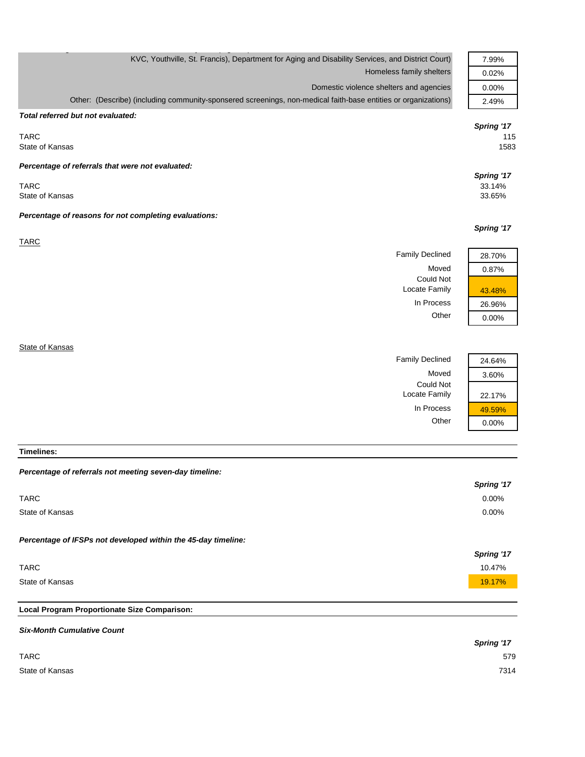| | |
|---|---|
| KVC, Youthville, St. Francis), Department for Aging and Disability Services, and District Court) | 7.99% |
| Homeless family shelters | 0.02% |
| Domestic violence shelters and agencies | 0.00% |
| Other: (Describe) (including community-sponsered screenings, non-medical faith-base entities or organizations) | 2.49% |

***Total referred but not evaluated:***

| | ***Spring '17*** |
|---|---|
| TARC | 115 |
| State of Kansas | 1583 |

***Percentage of referrals that were not evaluated:***

| | ***Spring '17*** |
|---|---|
| TARC | 33.14% |
| State of Kansas | 33.65% |

***Percentage of reasons for not completing evaluations:***

TARC

| | ***Spring '17*** |
|---|---|
| Family Declined | 28.70% |
| Moved | 0.87% |
| Could Not Locate Family | 43.48% |
| In Process | 26.96% |
| Other | 0.00% |

State of Kansas

| | ***Spring '17*** |
|---|---|
| Family Declined | 24.64% |
| Moved | 3.60% |
| Could Not Locate Family | 22.17% |
| In Process | 49.59% |
| Other | 0.00% |

**Timelines:**

***Percentage of referrals not meeting seven-day timeline:***

| | ***Spring '17*** |
|---|---|
| TARC | 0.00% |
| State of Kansas | 0.00% |

***Percentage of IFSPs not developed within the 45-day timeline:***

| | ***Spring '17*** |
|---|---|
| TARC | 10.47% |
| State of Kansas | 19.17% |

**Local Program Proportionate Size Comparison:**

***Six-Month Cumulative Count***

| | ***Spring '17*** |
|---|---|
| TARC | 579 |
| State of Kansas | 7314 |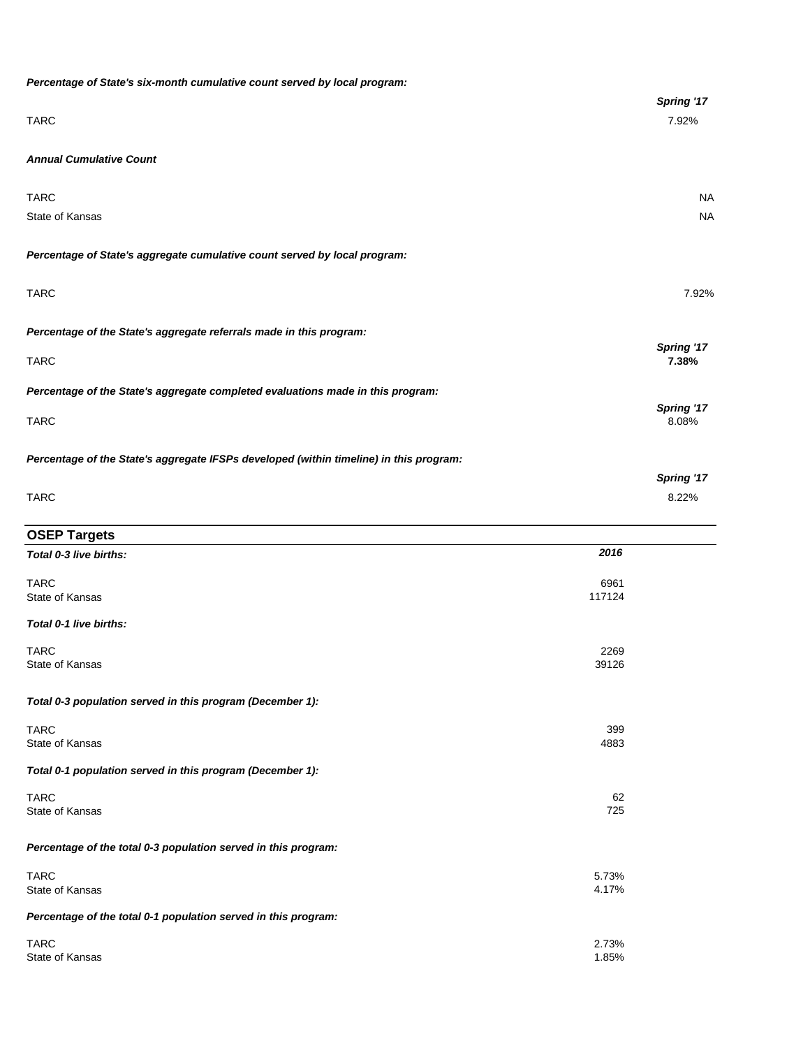***Percentage of State's six-month cumulative count served by local program:***

| | ***Spring '17*** |
|---|---|
| TARC | 7.92% |

***Annual Cumulative Count***

| | |
|---|---|
| TARC | NA |
| State of Kansas | NA |

***Percentage of State's aggregate cumulative count served by local program:***

| | |
|---|---|
| TARC | 7.92% |

***Percentage of the State's aggregate referrals made in this program:***

| | ***Spring '17*** |
|---|---|
| TARC | **7.38%** |

***Percentage of the State's aggregate completed evaluations made in this program:***

| | ***Spring '17*** |
|---|---|
| TARC | 8.08% |

***Percentage of the State's aggregate IFSPs developed (within timeline) in this program:***

| | ***Spring '17*** |
|---|---|
| TARC | 8.22% |

## OSEP Targets

***Total 0-3 live births:***

| | ***2016*** |
|---|---|
| TARC | 6961 |
| State of Kansas | 117124 |

***Total 0-1 live births:***

| | |
|---|---|
| TARC | 2269 |
| State of Kansas | 39126 |

***Total 0-3 population served in this program (December 1):***

| | |
|---|---|
| TARC | 399 |
| State of Kansas | 4883 |

***Total 0-1 population served in this program (December 1):***

| | |
|---|---|
| TARC | 62 |
| State of Kansas | 725 |

***Percentage of the total 0-3 population served in this program:***

| | |
|---|---|
| TARC | 5.73% |
| State of Kansas | 4.17% |

***Percentage of the total 0-1 population served in this program:***

| | |
|---|---|
| TARC | 2.73% |
| State of Kansas | 1.85% |